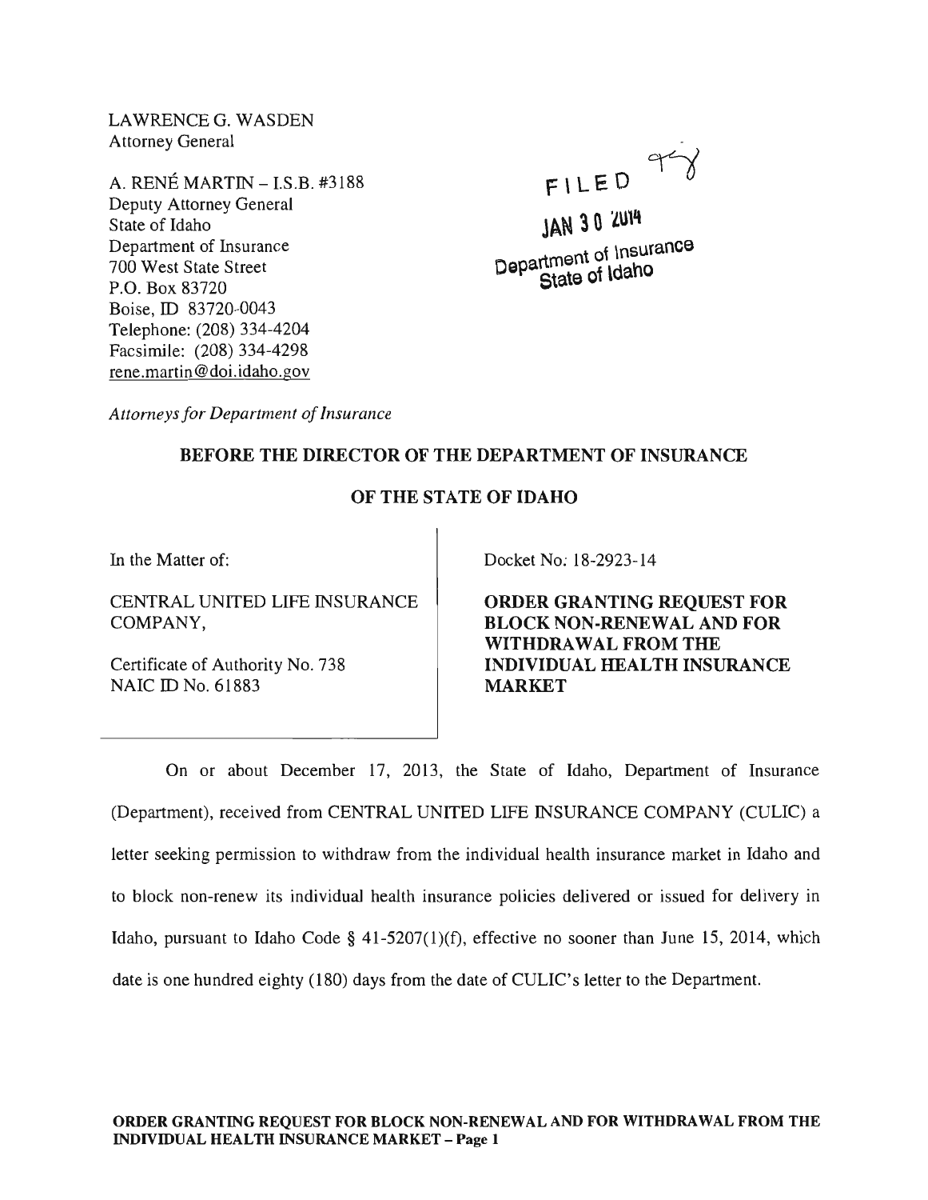LAWRENCE G. WASDEN
Attorney General

A. RENÉ MARTIN – I.S.B. #3188
Deputy Attorney General
State of Idaho
Department of Insurance
700 West State Street
P.O. Box 83720
Boise, ID 83720-0043
Telephone: (208) 334-4204
Facsimile: (208) 334-4298
rene.martin@doi.idaho.gov

FILED

JAN 30 2014

Department of Insurance
State of Idaho

*Attorneys for Department of Insurance*

**BEFORE THE DIRECTOR OF THE DEPARTMENT OF INSURANCE**

**OF THE STATE OF IDAHO**

In the Matter of:

CENTRAL UNITED LIFE INSURANCE COMPANY,

Certificate of Authority No. 738
NAIC ID No. 61883

Docket No. 18-2923-14

**ORDER GRANTING REQUEST FOR BLOCK NON-RENEWAL AND FOR WITHDRAWAL FROM THE INDIVIDUAL HEALTH INSURANCE MARKET**

On or about December 17, 2013, the State of Idaho, Department of Insurance (Department), received from CENTRAL UNITED LIFE INSURANCE COMPANY (CULIC) a letter seeking permission to withdraw from the individual health insurance market in Idaho and to block non-renew its individual health insurance policies delivered or issued for delivery in Idaho, pursuant to Idaho Code § 41-5207(1)(f), effective no sooner than June 15, 2014, which date is one hundred eighty (180) days from the date of CULIC's letter to the Department.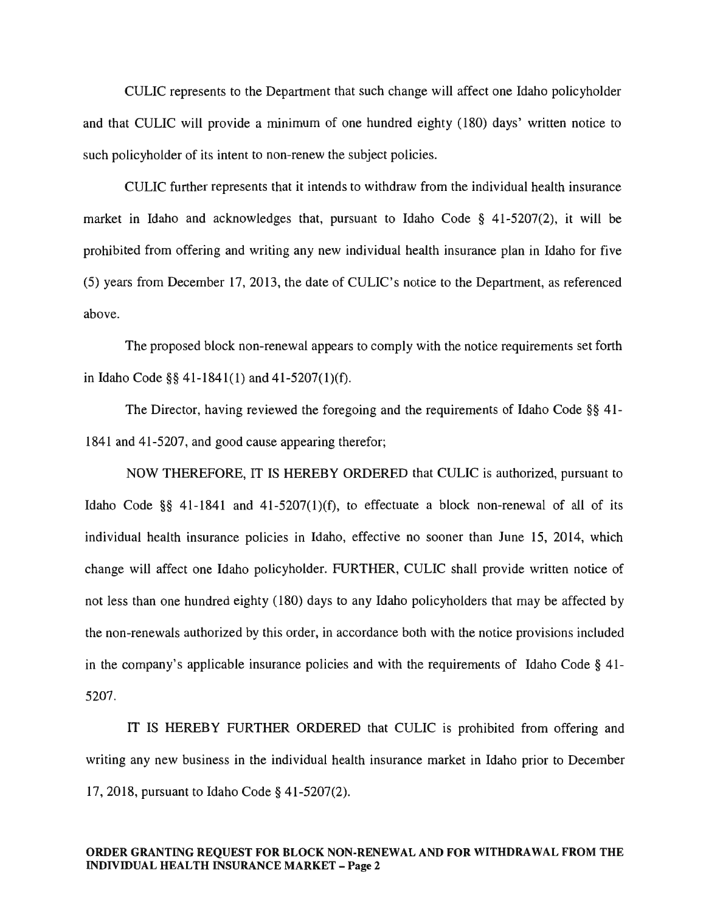CULIC represents to the Department that such change will affect one Idaho policyholder and that CULIC will provide a minimum of one hundred eighty (180) days' written notice to such policyholder of its intent to non-renew the subject policies.

CULIC further represents that it intends to withdraw from the individual health insurance market in Idaho and acknowledges that, pursuant to Idaho Code § 41-5207(2), it will be prohibited from offering and writing any new individual health insurance plan in Idaho for five (5) years from December 17, 2013, the date of CULIC's notice to the Department, as referenced above.

The proposed block non-renewal appears to comply with the notice requirements set forth in Idaho Code §§ 41-1841(1) and 41-5207(1)(f).

The Director, having reviewed the foregoing and the requirements of Idaho Code §§ 41-1841 and 41-5207, and good cause appearing therefor;

NOW THEREFORE, IT IS HEREBY ORDERED that CULIC is authorized, pursuant to Idaho Code §§ 41-1841 and 41-5207(1)(f), to effectuate a block non-renewal of all of its individual health insurance policies in Idaho, effective no sooner than June 15, 2014, which change will affect one Idaho policyholder. FURTHER, CULIC shall provide written notice of not less than one hundred eighty (180) days to any Idaho policyholders that may be affected by the non-renewals authorized by this order, in accordance both with the notice provisions included in the company's applicable insurance policies and with the requirements of Idaho Code § 41-5207.

IT IS HEREBY FURTHER ORDERED that CULIC is prohibited from offering and writing any new business in the individual health insurance market in Idaho prior to December 17, 2018, pursuant to Idaho Code § 41-5207(2).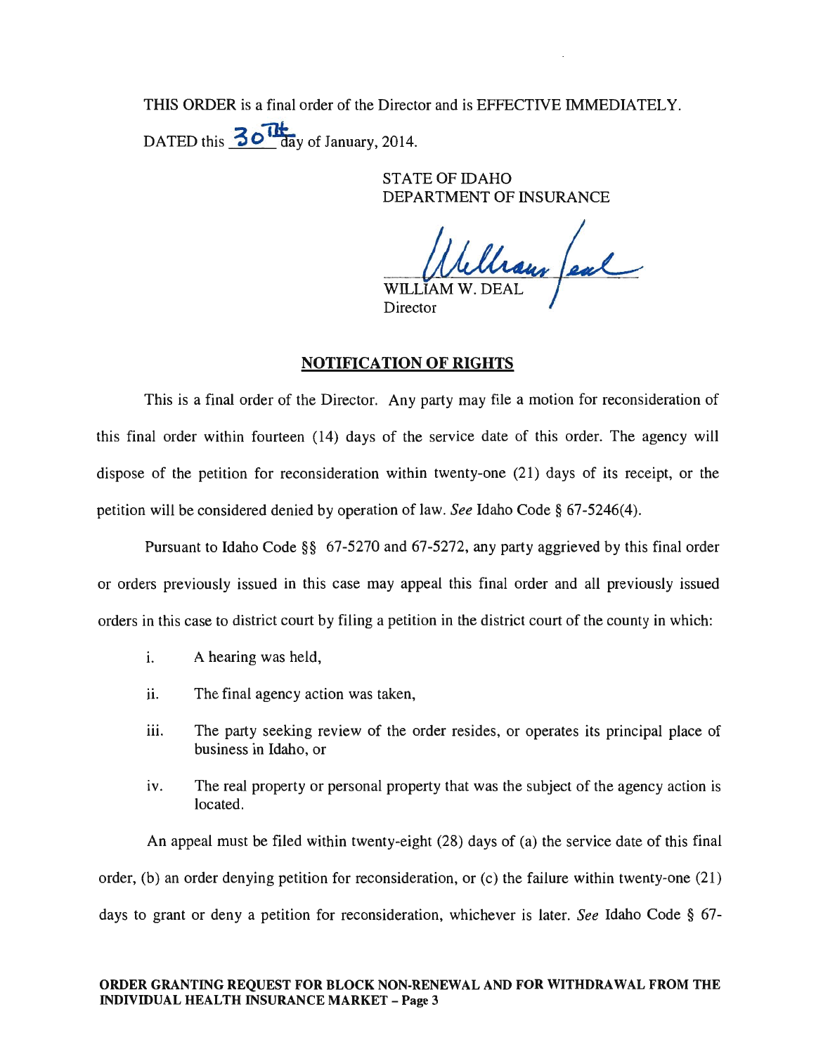THIS ORDER is a final order of the Director and is EFFECTIVE IMMEDIATELY.

DATED this 30th day of January, 2014.

STATE OF IDAHO
DEPARTMENT OF INSURANCE

WILLIAM W. DEAL
Director

## NOTIFICATION OF RIGHTS

This is a final order of the Director. Any party may file a motion for reconsideration of this final order within fourteen (14) days of the service date of this order. The agency will dispose of the petition for reconsideration within twenty-one (21) days of its receipt, or the petition will be considered denied by operation of law. *See* Idaho Code § 67-5246(4).

Pursuant to Idaho Code §§ 67-5270 and 67-5272, any party aggrieved by this final order or orders previously issued in this case may appeal this final order and all previously issued orders in this case to district court by filing a petition in the district court of the county in which:

i. A hearing was held,

ii. The final agency action was taken,

iii. The party seeking review of the order resides, or operates its principal place of business in Idaho, or

iv. The real property or personal property that was the subject of the agency action is located.

An appeal must be filed within twenty-eight (28) days of (a) the service date of this final order, (b) an order denying petition for reconsideration, or (c) the failure within twenty-one (21) days to grant or deny a petition for reconsideration, whichever is later. *See* Idaho Code § 67-

**ORDER GRANTING REQUEST FOR BLOCK NON-RENEWAL AND FOR WITHDRAWAL FROM THE INDIVIDUAL HEALTH INSURANCE MARKET – Page 3**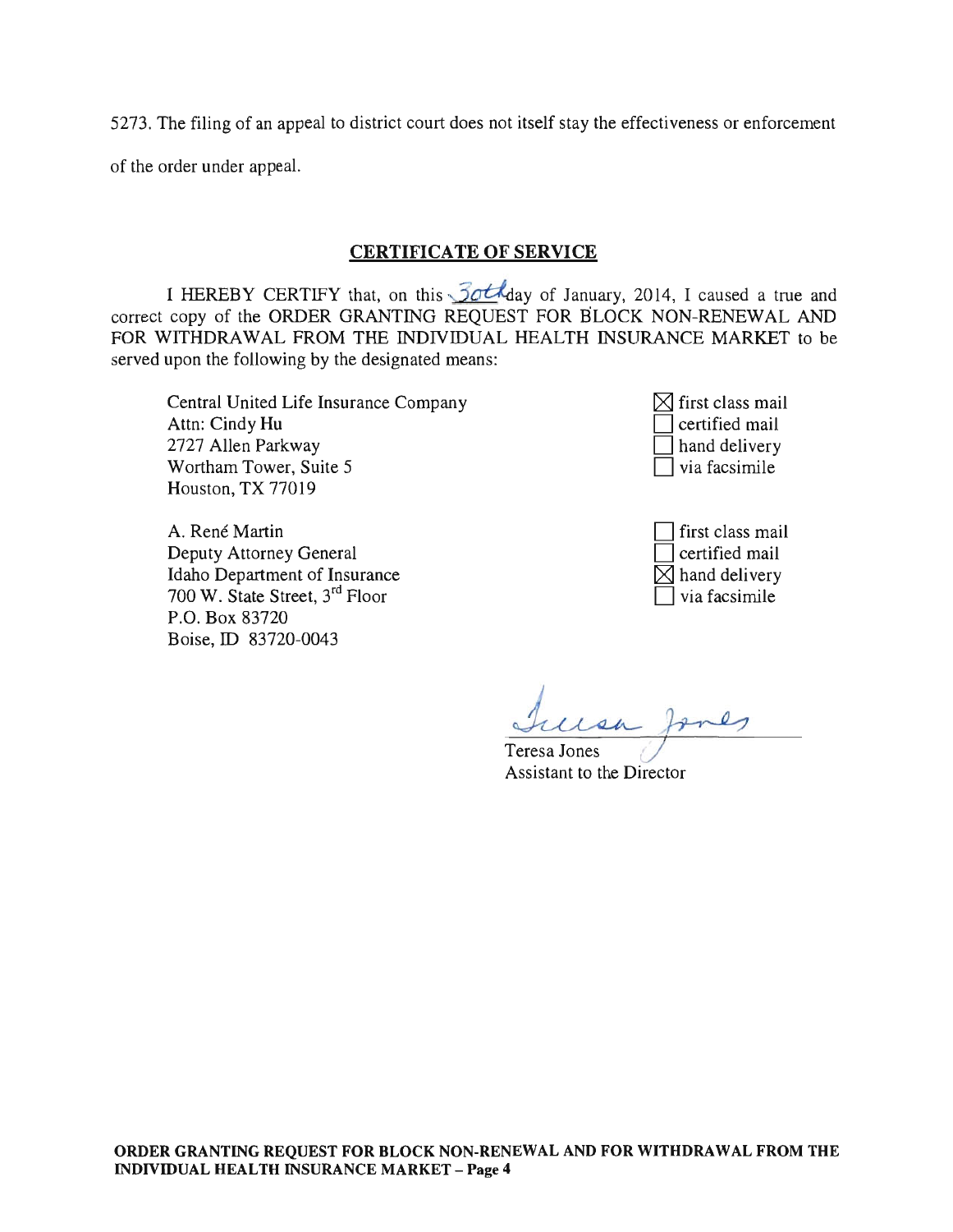5273. The filing of an appeal to district court does not itself stay the effectiveness or enforcement of the order under appeal.

## CERTIFICATE OF SERVICE

I HEREBY CERTIFY that, on this 30th day of January, 2014, I caused a true and correct copy of the ORDER GRANTING REQUEST FOR BLOCK NON-RENEWAL AND FOR WITHDRAWAL FROM THE INDIVIDUAL HEALTH INSURANCE MARKET to be served upon the following by the designated means:

| | |
|---|---|
| Central United Life Insurance Company<br>Attn: Cindy Hu<br>2727 Allen Parkway<br>Wortham Tower, Suite 5<br>Houston, TX 77019 | ☒ first class mail<br>☐ certified mail<br>☐ hand delivery<br>☐ via facsimile |
| A. René Martin<br>Deputy Attorney General<br>Idaho Department of Insurance<br>700 W. State Street, 3rd Floor<br>P.O. Box 83720<br>Boise, ID 83720-0043 | ☐ first class mail<br>☐ certified mail<br>☒ hand delivery<br>☐ via facsimile |

Teresa Jones
Assistant to the Director